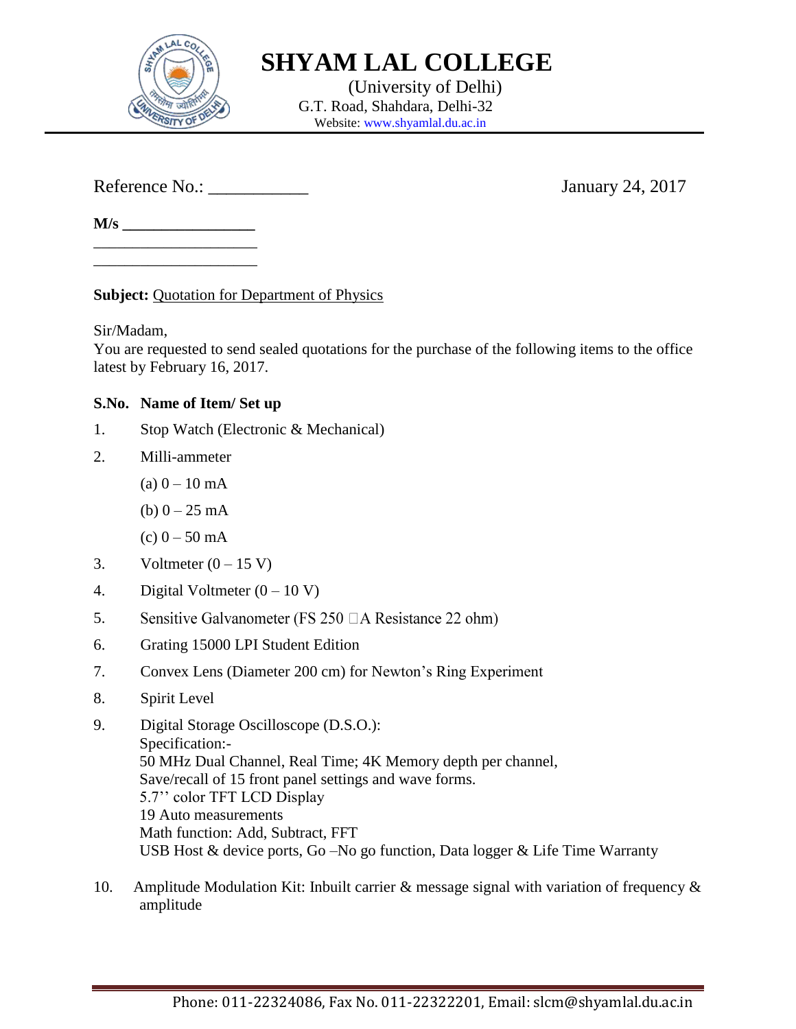# SHYAM LAL COLLEGE

(University of Delhi)
G.T. Road, Shahdara, Delhi-32
Website: www.shyamlal.du.ac.in

Reference No.: ___________ January 24, 2017

**M/s _________________**
_____________________
_____________________

**Subject:** Quotation for Department of Physics

Sir/Madam,
You are requested to send sealed quotations for the purchase of the following items to the office latest by February 16, 2017.

**S.No. Name of Item/ Set up**

1. Stop Watch (Electronic & Mechanical)
2. Milli-ammeter
   (a) 0 – 10 mA
   (b) 0 – 25 mA
   (c) 0 – 50 mA
3. Voltmeter (0 – 15 V)
4. Digital Voltmeter (0 – 10 V)
5. Sensitive Galvanometer (FS 250 A Resistance 22 ohm)
6. Grating 15000 LPI Student Edition
7. Convex Lens (Diameter 200 cm) for Newton's Ring Experiment
8. Spirit Level
9. Digital Storage Oscilloscope (D.S.O.):
   Specification:-
   50 MHz Dual Channel, Real Time; 4K Memory depth per channel,
   Save/recall of 15 front panel settings and wave forms.
   5.7'' color TFT LCD Display
   19 Auto measurements
   Math function: Add, Subtract, FFT
   USB Host & device ports, Go –No go function, Data logger & Life Time Warranty
10. Amplitude Modulation Kit: Inbuilt carrier & message signal with variation of frequency & amplitude

Phone: 011-22324086, Fax No. 011-22322201, Email: slcm@shyamlal.du.ac.in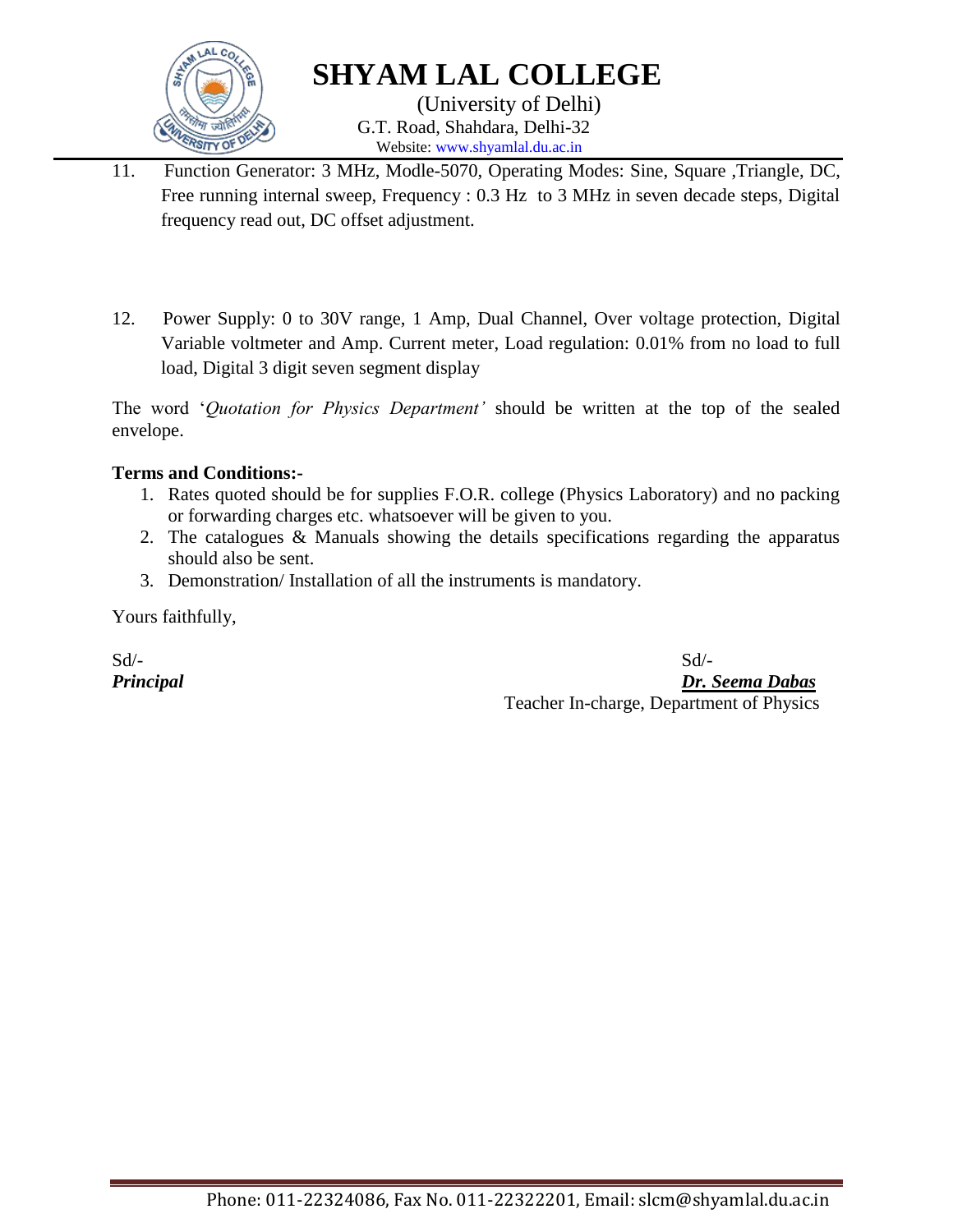11. Function Generator: 3 MHz, Modle-5070, Operating Modes: Sine, Square ,Triangle, DC, Free running internal sweep, Frequency : 0.3 Hz to 3 MHz in seven decade steps, Digital frequency read out, DC offset adjustment.

12. Power Supply: 0 to 30V range, 1 Amp, Dual Channel, Over voltage protection, Digital Variable voltmeter and Amp. Current meter, Load regulation: 0.01% from no load to full load, Digital 3 digit seven segment display

The word '*Quotation for Physics Department'* should be written at the top of the sealed envelope.

**Terms and Conditions:-**

1. Rates quoted should be for supplies F.O.R. college (Physics Laboratory) and no packing or forwarding charges etc. whatsoever will be given to you.
2. The catalogues & Manuals showing the details specifications regarding the apparatus should also be sent.
3. Demonstration/ Installation of all the instruments is mandatory.

Yours faithfully,

Sd/-
***Principal***

Sd/-
***Dr. Seema Dabas***
Teacher In-charge, Department of Physics